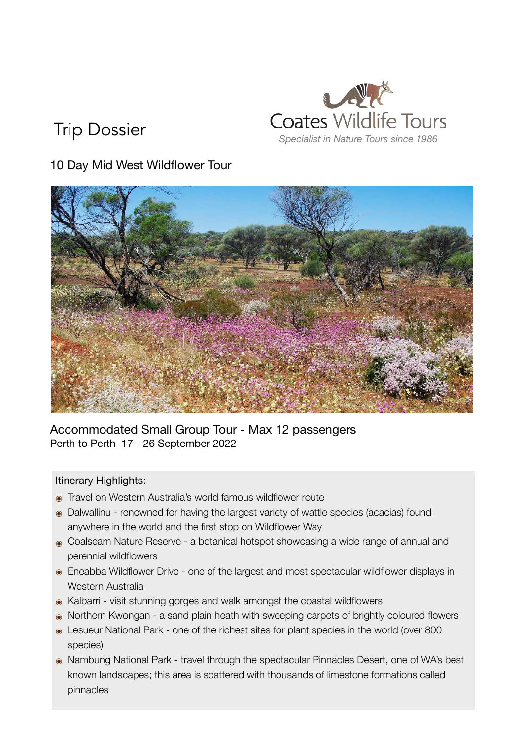# Trip Dossier

Coates Wildlife Tours

*Specialist in Nature Tours since 1986*

## 10 Day Mid West Wildflower Tour

Accommodated Small Group Tour - Max 12 passengers

Perth to Perth 17 - 26 September 2022

Itinerary Highlights:

- Travel on Western Australia's world famous wildflower route
- Dalwallinu - renowned for having the largest variety of wattle species (acacias) found anywhere in the world and the first stop on Wildflower Way
- Coalseam Nature Reserve - a botanical hotspot showcasing a wide range of annual and perennial wildflowers
- Eneabba Wildflower Drive - one of the largest and most spectacular wildflower displays in Western Australia
- Kalbarri - visit stunning gorges and walk amongst the coastal wildflowers
- Northern Kwongan - a sand plain heath with sweeping carpets of brightly coloured flowers
- Lesueur National Park - one of the richest sites for plant species in the world (over 800 species)
- Nambung National Park - travel through the spectacular Pinnacles Desert, one of WA's best known landscapes; this area is scattered with thousands of limestone formations called pinnacles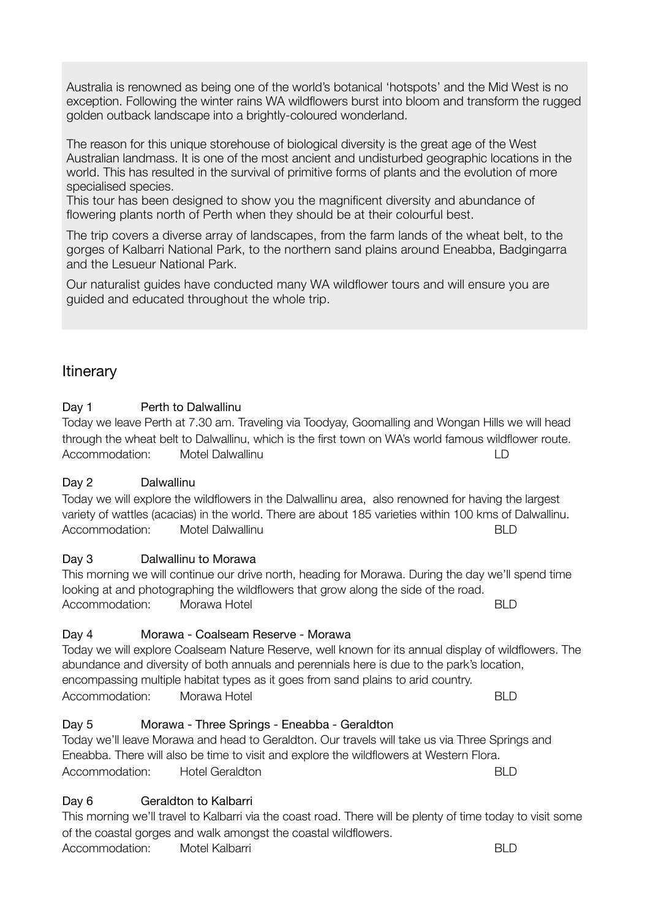Australia is renowned as being one of the world's botanical 'hotspots' and the Mid West is no exception. Following the winter rains WA wildflowers burst into bloom and transform the rugged golden outback landscape into a brightly-coloured wonderland.

The reason for this unique storehouse of biological diversity is the great age of the West Australian landmass. It is one of the most ancient and undisturbed geographic locations in the world. This has resulted in the survival of primitive forms of plants and the evolution of more specialised species.
This tour has been designed to show you the magnificent diversity and abundance of flowering plants north of Perth when they should be at their colourful best.

The trip covers a diverse array of landscapes, from the farm lands of the wheat belt, to the gorges of Kalbarri National Park, to the northern sand plains around Eneabba, Badgingarra and the Lesueur National Park.

Our naturalist guides have conducted many WA wildflower tours and will ensure you are guided and educated throughout the whole trip.

## Itinerary

**Day 1 Perth to Dalwallinu**

Today we leave Perth at 7.30 am. Traveling via Toodyay, Goomalling and Wongan Hills we will head through the wheat belt to Dalwallinu, which is the first town on WA's world famous wildflower route.
Accommodation: Motel Dalwallinu LD

**Day 2 Dalwallinu**

Today we will explore the wildflowers in the Dalwallinu area, also renowned for having the largest variety of wattles (acacias) in the world. There are about 185 varieties within 100 kms of Dalwallinu.
Accommodation: Motel Dalwallinu BLD

**Day 3 Dalwallinu to Morawa**

This morning we will continue our drive north, heading for Morawa. During the day we'll spend time looking at and photographing the wildflowers that grow along the side of the road.
Accommodation: Morawa Hotel BLD

**Day 4 Morawa - Coalseam Reserve - Morawa**

Today we will explore Coalseam Nature Reserve, well known for its annual display of wildflowers. The abundance and diversity of both annuals and perennials here is due to the park's location, encompassing multiple habitat types as it goes from sand plains to arid country.
Accommodation: Morawa Hotel BLD

**Day 5 Morawa - Three Springs - Eneabba - Geraldton**

Today we'll leave Morawa and head to Geraldton. Our travels will take us via Three Springs and Eneabba. There will also be time to visit and explore the wildflowers at Western Flora.
Accommodation: Hotel Geraldton BLD

**Day 6 Geraldton to Kalbarri**

This morning we'll travel to Kalbarri via the coast road. There will be plenty of time today to visit some of the coastal gorges and walk amongst the coastal wildflowers.
Accommodation: Motel Kalbarri BLD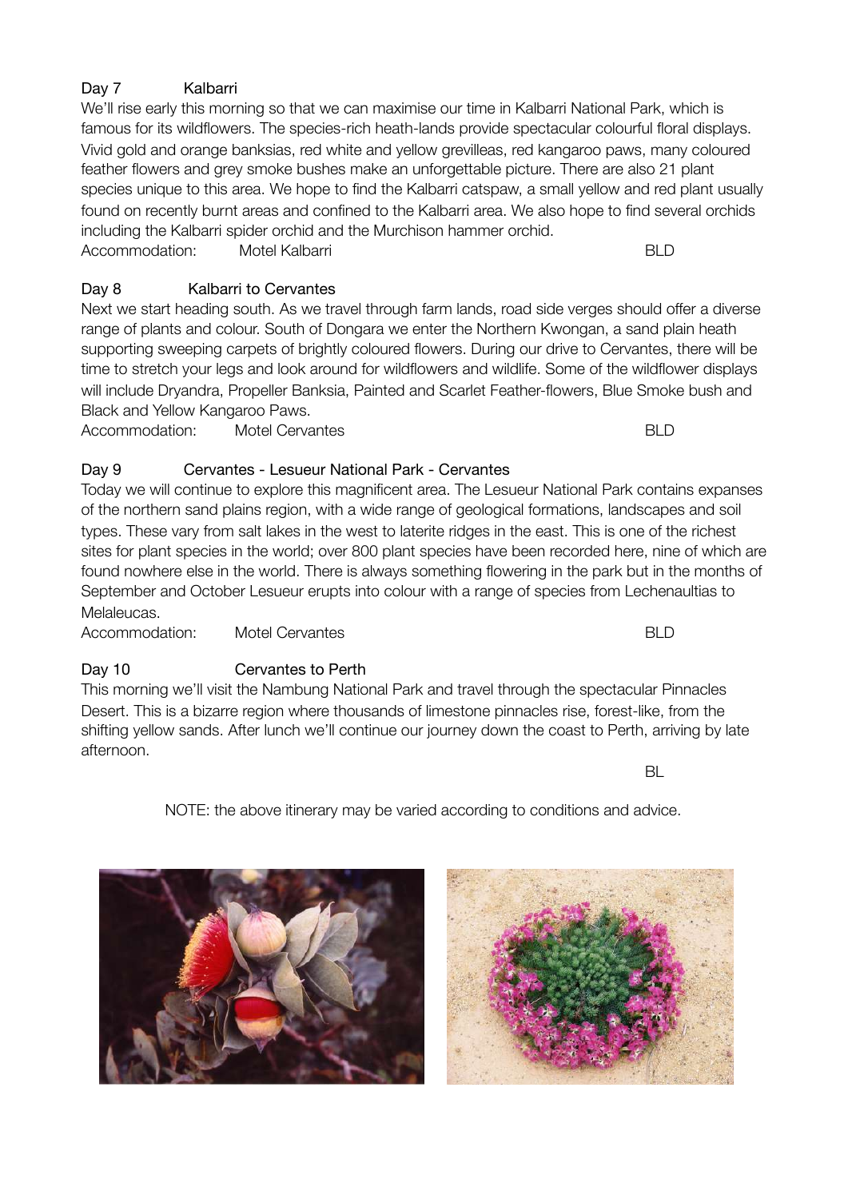## Day 7 Kalbarri

We'll rise early this morning so that we can maximise our time in Kalbarri National Park, which is famous for its wildflowers. The species-rich heath-lands provide spectacular colourful floral displays. Vivid gold and orange banksias, red white and yellow grevilleas, red kangaroo paws, many coloured feather flowers and grey smoke bushes make an unforgettable picture. There are also 21 plant species unique to this area. We hope to find the Kalbarri catspaw, a small yellow and red plant usually found on recently burnt areas and confined to the Kalbarri area. We also hope to find several orchids including the Kalbarri spider orchid and the Murchison hammer orchid.

Accommodation: Motel Kalbarri BLD

## Day 8 Kalbarri to Cervantes

Next we start heading south. As we travel through farm lands, road side verges should offer a diverse range of plants and colour. South of Dongara we enter the Northern Kwongan, a sand plain heath supporting sweeping carpets of brightly coloured flowers. During our drive to Cervantes, there will be time to stretch your legs and look around for wildflowers and wildlife. Some of the wildflower displays will include Dryandra, Propeller Banksia, Painted and Scarlet Feather-flowers, Blue Smoke bush and Black and Yellow Kangaroo Paws.

Accommodation: Motel Cervantes BLD

## Day 9 Cervantes - Lesueur National Park - Cervantes

Today we will continue to explore this magnificent area. The Lesueur National Park contains expanses of the northern sand plains region, with a wide range of geological formations, landscapes and soil types. These vary from salt lakes in the west to laterite ridges in the east. This is one of the richest sites for plant species in the world; over 800 plant species have been recorded here, nine of which are found nowhere else in the world. There is always something flowering in the park but in the months of September and October Lesueur erupts into colour with a range of species from Lechenaultias to Melaleucas.

Accommodation: Motel Cervantes BLD

## Day 10 Cervantes to Perth

This morning we'll visit the Nambung National Park and travel through the spectacular Pinnacles Desert. This is a bizarre region where thousands of limestone pinnacles rise, forest-like, from the shifting yellow sands. After lunch we'll continue our journey down the coast to Perth, arriving by late afternoon.

BL

NOTE: the above itinerary may be varied according to conditions and advice.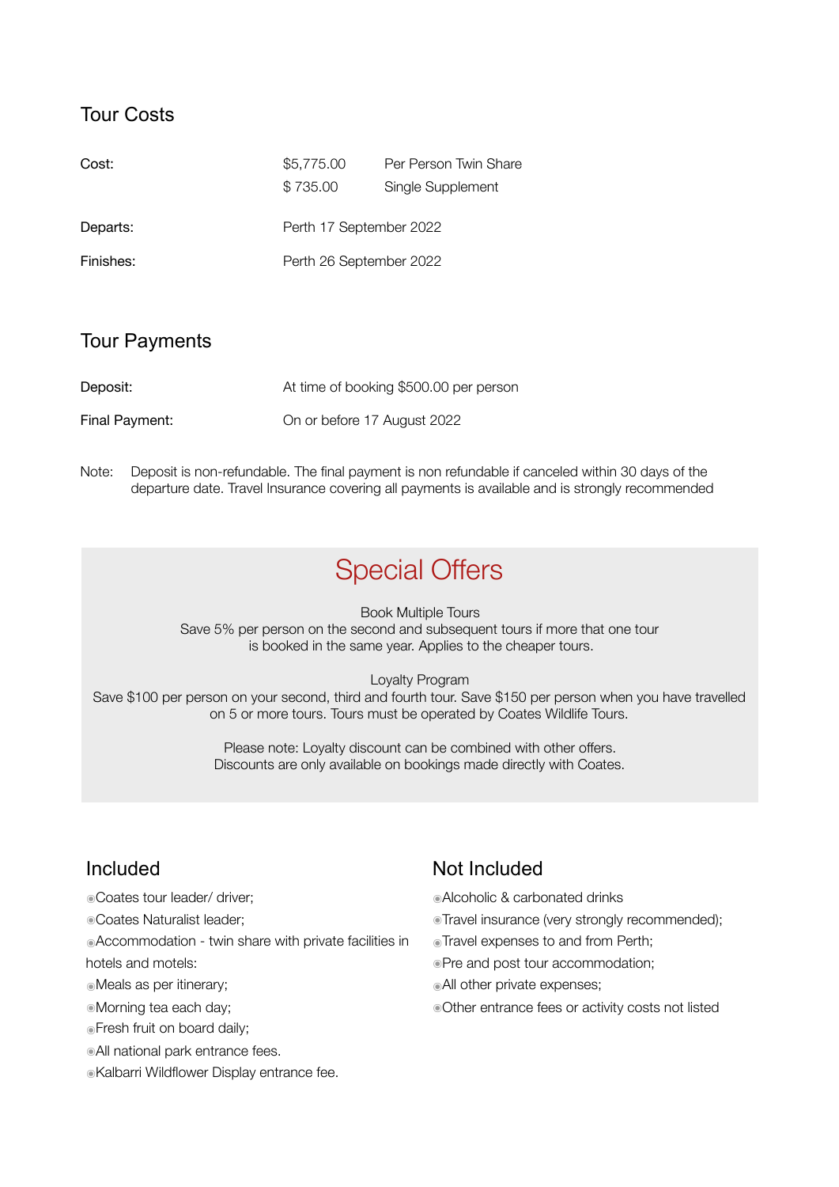## Tour Costs

| | | |
|---|---|---|
| Cost: | $5,775.00 | Per Person Twin Share |
| | $ 735.00 | Single Supplement |
| Departs: | Perth 17 September 2022 | |
| Finishes: | Perth 26 September 2022 | |

## Tour Payments

| | |
|---|---|
| Deposit: | At time of booking $500.00 per person |
| Final Payment: | On or before 17 August 2022 |

Note: Deposit is non-refundable. The final payment is non refundable if canceled within 30 days of the departure date. Travel Insurance covering all payments is available and is strongly recommended

## Special Offers

Book Multiple Tours
Save 5% per person on the second and subsequent tours if more that one tour is booked in the same year. Applies to the cheaper tours.

Loyalty Program
Save $100 per person on your second, third and fourth tour. Save $150 per person when you have travelled on 5 or more tours. Tours must be operated by Coates Wildlife Tours.

Please note: Loyalty discount can be combined with other offers.
Discounts are only available on bookings made directly with Coates.

## Included

- Coates tour leader/ driver;
- Coates Naturalist leader;
- Accommodation - twin share with private facilities in hotels and motels:
- Meals as per itinerary;
- Morning tea each day;
- Fresh fruit on board daily;
- All national park entrance fees.
- Kalbarri Wildflower Display entrance fee.

## Not Included

- Alcoholic & carbonated drinks
- Travel insurance (very strongly recommended);
- Travel expenses to and from Perth;
- Pre and post tour accommodation;
- All other private expenses;
- Other entrance fees or activity costs not listed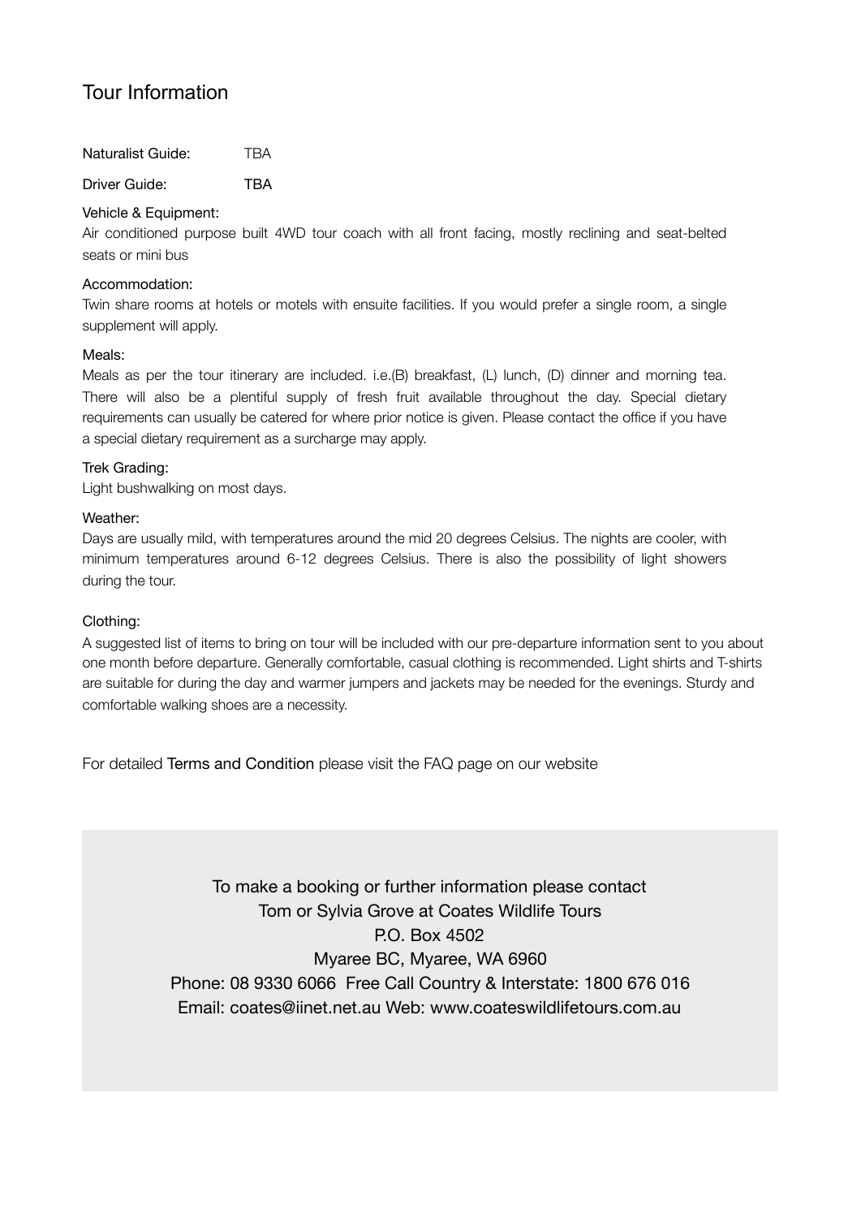# Tour Information

Naturalist Guide: TBA

Driver Guide: TBA

Vehicle & Equipment:

Air conditioned purpose built 4WD tour coach with all front facing, mostly reclining and seat-belted seats or mini bus

Accommodation:

Twin share rooms at hotels or motels with ensuite facilities. If you would prefer a single room, a single supplement will apply.

Meals:

Meals as per the tour itinerary are included. i.e.(B) breakfast, (L) lunch, (D) dinner and morning tea. There will also be a plentiful supply of fresh fruit available throughout the day. Special dietary requirements can usually be catered for where prior notice is given. Please contact the office if you have a special dietary requirement as a surcharge may apply.

Trek Grading:

Light bushwalking on most days.

Weather:

Days are usually mild, with temperatures around the mid 20 degrees Celsius. The nights are cooler, with minimum temperatures around 6-12 degrees Celsius. There is also the possibility of light showers during the tour.

Clothing:

A suggested list of items to bring on tour will be included with our pre-departure information sent to you about one month before departure. Generally comfortable, casual clothing is recommended. Light shirts and T-shirts are suitable for during the day and warmer jumpers and jackets may be needed for the evenings. Sturdy and comfortable walking shoes are a necessity.

For detailed Terms and Condition please visit the FAQ page on our website

To make a booking or further information please contact
Tom or Sylvia Grove at Coates Wildlife Tours
P.O. Box 4502
Myaree BC, Myaree, WA 6960
Phone: 08 9330 6066 Free Call Country & Interstate: 1800 676 016
Email: coates@iinet.net.au Web: www.coateswildlifetours.com.au